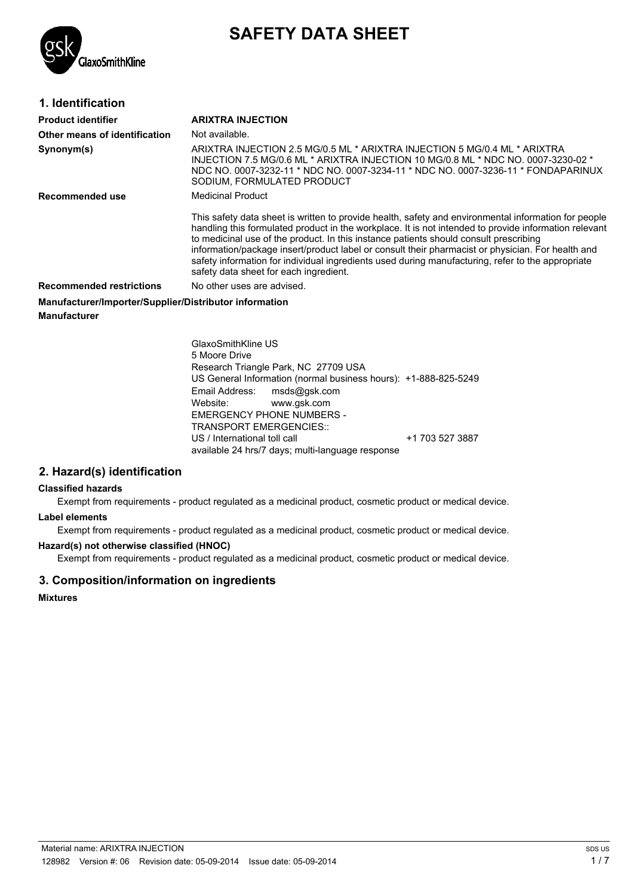# SAFETY DATA SHEET

## 1. Identification

| | |
|---|---|
| **Product identifier** | **ARIXTRA INJECTION** |
| **Other means of identification** | Not available. |
| **Synonym(s)** | ARIXTRA INJECTION 2.5 MG/0.5 ML * ARIXTRA INJECTION 5 MG/0.4 ML * ARIXTRA INJECTION 7.5 MG/0.6 ML * ARIXTRA INJECTION 10 MG/0.8 ML * NDC NO. 0007-3230-02 * NDC NO. 0007-3232-11 * NDC NO. 0007-3234-11 * NDC NO. 0007-3236-11 * FONDAPARINUX SODIUM, FORMULATED PRODUCT |
| **Recommended use** | Medicinal Product<br><br>This safety data sheet is written to provide health, safety and environmental information for people handling this formulated product in the workplace. It is not intended to provide information relevant to medicinal use of the product. In this instance patients should consult prescribing information/package insert/product label or consult their pharmacist or physician. For health and safety information for individual ingredients used during manufacturing, refer to the appropriate safety data sheet for each ingredient. |
| **Recommended restrictions** | No other uses are advised. |

**Manufacturer/Importer/Supplier/Distributor information**

**Manufacturer**

GlaxoSmithKline US
5 Moore Drive
Research Triangle Park, NC 27709 USA
US General Information (normal business hours): +1-888-825-5249
Email Address: msds@gsk.com
Website: www.gsk.com
EMERGENCY PHONE NUMBERS -
TRANSPORT EMERGENCIES::
US / International toll call +1 703 527 3887
available 24 hrs/7 days; multi-language response

## 2. Hazard(s) identification

**Classified hazards**

Exempt from requirements - product regulated as a medicinal product, cosmetic product or medical device.

**Label elements**

Exempt from requirements - product regulated as a medicinal product, cosmetic product or medical device.

**Hazard(s) not otherwise classified (HNOC)**

Exempt from requirements - product regulated as a medicinal product, cosmetic product or medical device.

## 3. Composition/information on ingredients

**Mixtures**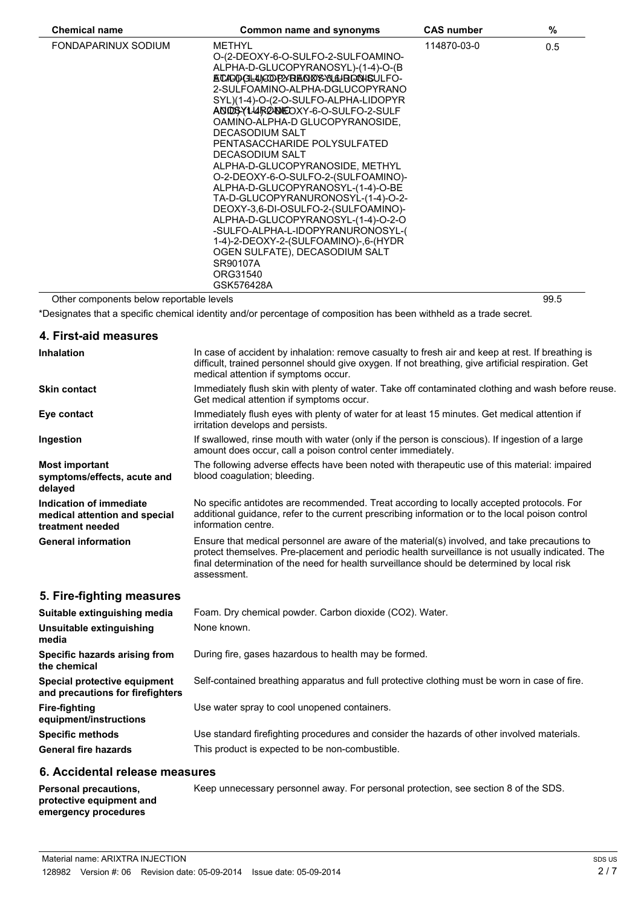| Chemical name | Common name and synonyms | CAS number | % |
|---|---|---|---|
| FONDAPARINUX SODIUM | METHYL O-(2-DEOXY-6-O-SULFO-2-SULFOAMINO-ALPHA-D-GLUCOPYRANOSYL)-(1-4)-O-(BETA-D-GLUCOPYRANOSYLURONIC ACID)-(1-4)-O-(2-DEOXY-3,6-DI-O-SULFO-2-SULFOAMINO-ALPHA-DGLUCOPYRANOSYL)(1-4)-O-(2-O-SULFO-ALPHA-LIDOPYRANOSYLURONIC ACID)-(1-4)-2-DEOXY-6-O-SULFO-2-SULFOAMINO-ALPHA-D GLUCOPYRANOSIDE, DECASODIUM SALT<br>PENTASACCHARIDE POLYSULFATED DECASODIUM SALT<br>ALPHA-D-GLUCOPYRANOSIDE, METHYL O-2-DEOXY-6-O-SULFO-2-(SULFOAMINO)-ALPHA-D-GLUCOPYRANOSYL-(1-4)-O-BETA-D-GLUCOPYRANURONOSYL-(1-4)-O-2-DEOXY-3,6-DI-OSULFO-2-(SULFOAMINO)-ALPHA-D-GLUCOPYRANOSYL-(1-4)-O-2-O-SULFO-ALPHA-L-IDOPYRANURONOSYL-(1-4)-2-DEOXY-2-(SULFOAMINO)-,6-(HYDROGEN SULFATE), DECASODIUM SALT<br>SR90107A<br>ORG31540<br>GSK576428A | 114870-03-0 | 0.5 |
| Other components below reportable levels | | | 99.5 |

*Designates that a specific chemical identity and/or percentage of composition has been withheld as a trade secret.

## 4. First-aid measures

**Inhalation**
In case of accident by inhalation: remove casualty to fresh air and keep at rest. If breathing is difficult, trained personnel should give oxygen. If not breathing, give artificial respiration. Get medical attention if symptoms occur.

**Skin contact**
Immediately flush skin with plenty of water. Take off contaminated clothing and wash before reuse. Get medical attention if symptoms occur.

**Eye contact**
Immediately flush eyes with plenty of water for at least 15 minutes. Get medical attention if irritation develops and persists.

**Ingestion**
If swallowed, rinse mouth with water (only if the person is conscious). If ingestion of a large amount does occur, call a poison control center immediately.

**Most important symptoms/effects, acute and delayed**
The following adverse effects have been noted with therapeutic use of this material: impaired blood coagulation; bleeding.

**Indication of immediate medical attention and special treatment needed**
No specific antidotes are recommended. Treat according to locally accepted protocols. For additional guidance, refer to the current prescribing information or to the local poison control information centre.

**General information**
Ensure that medical personnel are aware of the material(s) involved, and take precautions to protect themselves. Pre-placement and periodic health surveillance is not usually indicated. The final determination of the need for health surveillance should be determined by local risk assessment.

## 5. Fire-fighting measures

**Suitable extinguishing media**
Foam. Dry chemical powder. Carbon dioxide ($CO_2$). Water.

**Unsuitable extinguishing media**
None known.

**Specific hazards arising from the chemical**
During fire, gases hazardous to health may be formed.

**Special protective equipment and precautions for firefighters**
Self-contained breathing apparatus and full protective clothing must be worn in case of fire.

**Fire-fighting equipment/instructions**
Use water spray to cool unopened containers.

**Specific methods**
Use standard firefighting procedures and consider the hazards of other involved materials.

**General fire hazards**
This product is expected to be non-combustible.

## 6. Accidental release measures

**Personal precautions, protective equipment and emergency procedures**
Keep unnecessary personnel away. For personal protection, see section 8 of the SDS.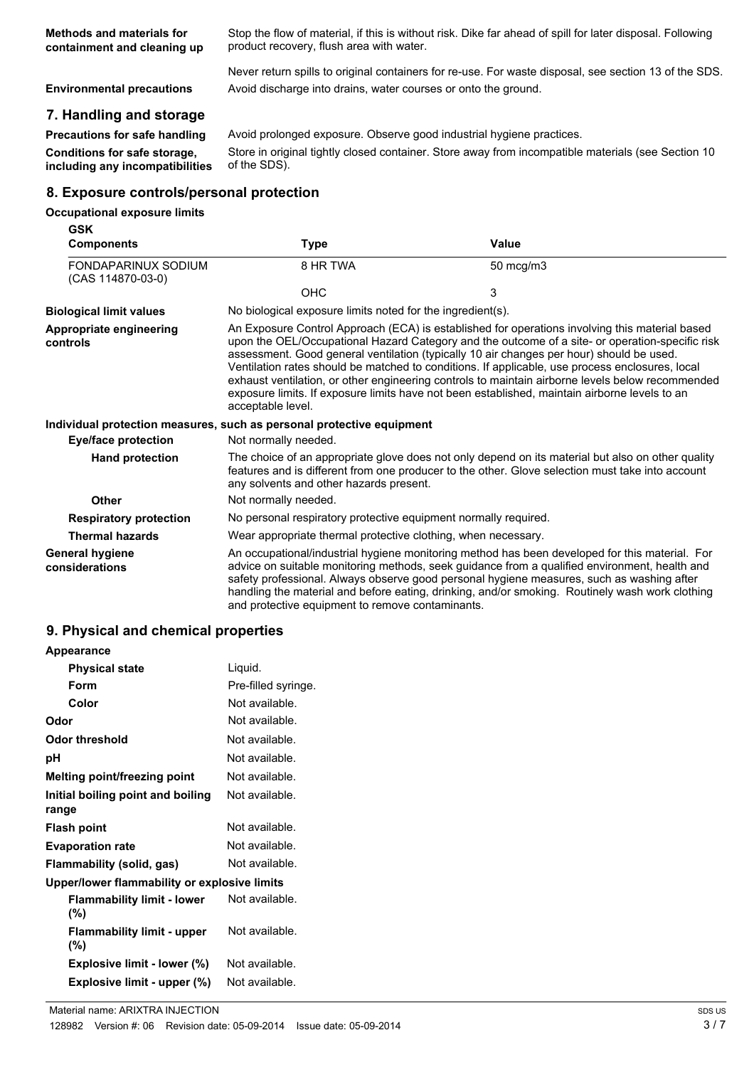| | |
|---|---|
| **Methods and materials for containment and cleaning up** | Stop the flow of material, if this is without risk. Dike far ahead of spill for later disposal. Following product recovery, flush area with water.<br><br>Never return spills to original containers for re-use. For waste disposal, see section 13 of the SDS. |
| **Environmental precautions** | Avoid discharge into drains, water courses or onto the ground. |

## 7. Handling and storage

| | |
|---|---|
| **Precautions for safe handling** | Avoid prolonged exposure. Observe good industrial hygiene practices. |
| **Conditions for safe storage, including any incompatibilities** | Store in original tightly closed container. Store away from incompatible materials (see Section 10 of the SDS). |

## 8. Exposure controls/personal protection

**Occupational exposure limits**

**GSK**

| Components | Type | Value |
|---|---|---|
| FONDAPARINUX SODIUM (CAS 114870-03-0) | 8 HR TWA | 50 mcg/m3 |
| | OHC | 3 |

| | |
|---|---|
| **Biological limit values** | No biological exposure limits noted for the ingredient(s). |
| **Appropriate engineering controls** | An Exposure Control Approach (ECA) is established for operations involving this material based upon the OEL/Occupational Hazard Category and the outcome of a site- or operation-specific risk assessment. Good general ventilation (typically 10 air changes per hour) should be used. Ventilation rates should be matched to conditions. If applicable, use process enclosures, local exhaust ventilation, or other engineering controls to maintain airborne levels below recommended exposure limits. If exposure limits have not been established, maintain airborne levels to an acceptable level. |

**Individual protection measures, such as personal protective equipment**

| | |
|---|---|
| **Eye/face protection** | Not normally needed. |
| **Hand protection** | The choice of an appropriate glove does not only depend on its material but also on other quality features and is different from one producer to the other. Glove selection must take into account any solvents and other hazards present. |
| **Other** | Not normally needed. |
| **Respiratory protection** | No personal respiratory protective equipment normally required. |
| **Thermal hazards** | Wear appropriate thermal protective clothing, when necessary. |
| **General hygiene considerations** | An occupational/industrial hygiene monitoring method has been developed for this material. For advice on suitable monitoring methods, seek guidance from a qualified environment, health and safety professional. Always observe good personal hygiene measures, such as washing after handling the material and before eating, drinking, and/or smoking. Routinely wash work clothing and protective equipment to remove contaminants. |

## 9. Physical and chemical properties

| | |
|---|---|
| **Appearance** | |
| **Physical state** | Liquid. |
| **Form** | Pre-filled syringe. |
| **Color** | Not available. |
| **Odor** | Not available. |
| **Odor threshold** | Not available. |
| **pH** | Not available. |
| **Melting point/freezing point** | Not available. |
| **Initial boiling point and boiling range** | Not available. |
| **Flash point** | Not available. |
| **Evaporation rate** | Not available. |
| **Flammability (solid, gas)** | Not available. |
| **Upper/lower flammability or explosive limits** | |
| **Flammability limit - lower (%)** | Not available. |
| **Flammability limit - upper (%)** | Not available. |
| **Explosive limit - lower (%)** | Not available. |
| **Explosive limit - upper (%)** | Not available. |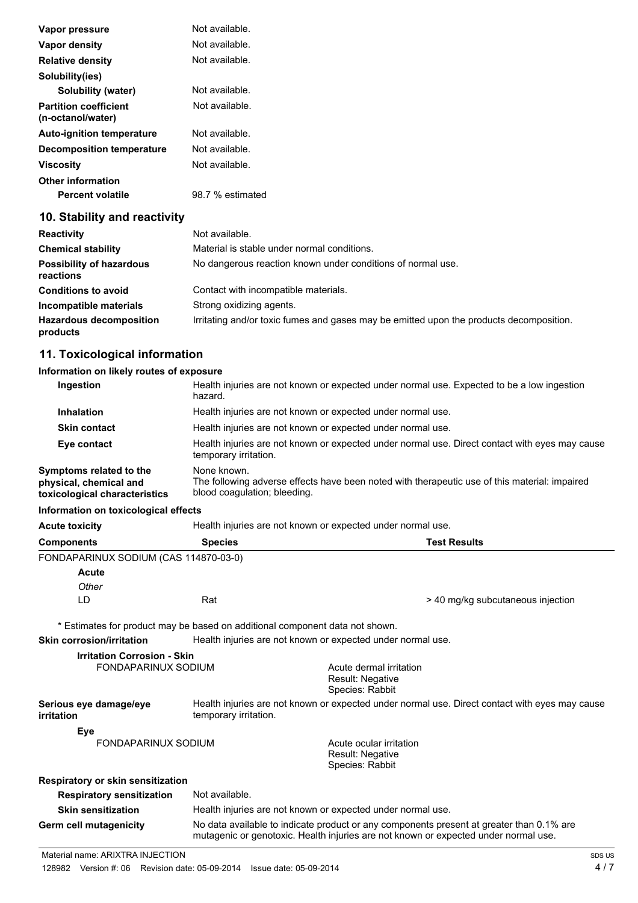| | |
|---|---|
| **Vapor pressure** | Not available. |
| **Vapor density** | Not available. |
| **Relative density** | Not available. |
| **Solubility(ies)** | |
| **Solubility (water)** | Not available. |
| **Partition coefficient (n-octanol/water)** | Not available. |
| **Auto-ignition temperature** | Not available. |
| **Decomposition temperature** | Not available. |
| **Viscosity** | Not available. |
| **Other information** | |
| **Percent volatile** | 98.7 % estimated |

## 10. Stability and reactivity

| | |
|---|---|
| **Reactivity** | Not available. |
| **Chemical stability** | Material is stable under normal conditions. |
| **Possibility of hazardous reactions** | No dangerous reaction known under conditions of normal use. |
| **Conditions to avoid** | Contact with incompatible materials. |
| **Incompatible materials** | Strong oxidizing agents. |
| **Hazardous decomposition products** | Irritating and/or toxic fumes and gases may be emitted upon the products decomposition. |

## 11. Toxicological information

**Information on likely routes of exposure**

| | |
|---|---|
| **Ingestion** | Health injuries are not known or expected under normal use. Expected to be a low ingestion hazard. |
| **Inhalation** | Health injuries are not known or expected under normal use. |
| **Skin contact** | Health injuries are not known or expected under normal use. |
| **Eye contact** | Health injuries are not known or expected under normal use. Direct contact with eyes may cause temporary irritation. |
| **Symptoms related to the physical, chemical and toxicological characteristics** | None known. The following adverse effects have been noted with therapeutic use of this material: impaired blood coagulation; bleeding. |

**Information on toxicological effects**

**Acute toxicity** Health injuries are not known or expected under normal use.

| Components | Species | Test Results |
|---|---|---|
| FONDAPARINUX SODIUM (CAS 114870-03-0) | | |
| **Acute** | | |
| *Other* | | |
| LD | Rat | > 40 mg/kg subcutaneous injection |

\* Estimates for product may be based on additional component data not shown.

**Skin corrosion/irritation** Health injuries are not known or expected under normal use.

**Irritation Corrosion - Skin**

| | |
|---|---|
| FONDAPARINUX SODIUM | Acute dermal irritation<br>Result: Negative<br>Species: Rabbit |

**Serious eye damage/eye irritation** Health injuries are not known or expected under normal use. Direct contact with eyes may cause temporary irritation.

**Eye**

| | |
|---|---|
| FONDAPARINUX SODIUM | Acute ocular irritation<br>Result: Negative<br>Species: Rabbit |

**Respiratory or skin sensitization**

| | |
|---|---|
| **Respiratory sensitization** | Not available. |
| **Skin sensitization** | Health injuries are not known or expected under normal use. |
| **Germ cell mutagenicity** | No data available to indicate product or any components present at greater than 0.1% are mutagenic or genotoxic. Health injuries are not known or expected under normal use. |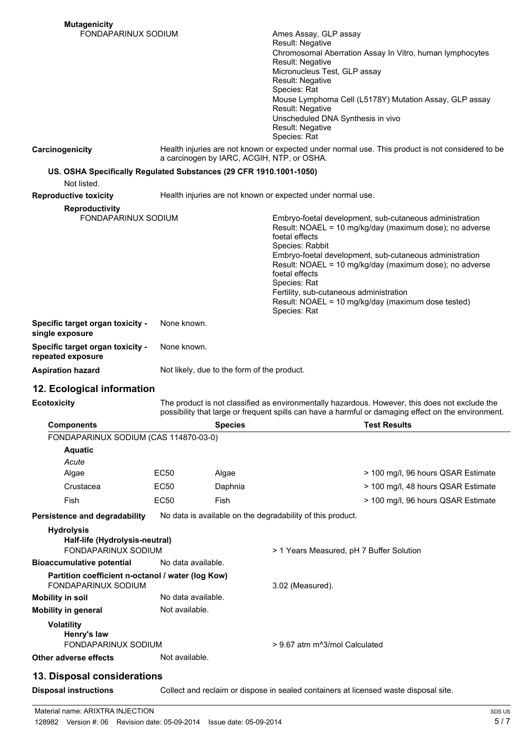**Mutagenicity**

FONDAPARINUX SODIUM

Ames Assay, GLP assay
Result: Negative
Chromosomal Aberration Assay In Vitro, human lymphocytes
Result: Negative
Micronucleus Test, GLP assay
Result: Negative
Species: Rat
Mouse Lymphoma Cell (L5178Y) Mutation Assay, GLP assay
Result: Negative
Unscheduled DNA Synthesis in vivo
Result: Negative
Species: Rat

**Carcinogenicity** Health injuries are not known or expected under normal use. This product is not considered to be a carcinogen by IARC, ACGIH, NTP, or OSHA.

**US. OSHA Specifically Regulated Substances (29 CFR 1910.1001-1050)**

Not listed.

**Reproductive toxicity** Health injuries are not known or expected under normal use.

**Reproductivity**

FONDAPARINUX SODIUM

Embryo-foetal development, sub-cutaneous administration
Result: NOAEL = 10 mg/kg/day (maximum dose); no adverse foetal effects
Species: Rabbit
Embryo-foetal development, sub-cutaneous administration
Result: NOAEL = 10 mg/kg/day (maximum dose); no adverse foetal effects
Species: Rat
Fertility, sub-cutaneous administration
Result: NOAEL = 10 mg/kg/day (maximum dose tested)
Species: Rat

**Specific target organ toxicity - single exposure** None known.

**Specific target organ toxicity - repeated exposure** None known.

**Aspiration hazard** Not likely, due to the form of the product.

## 12. Ecological information

**Ecotoxicity** The product is not classified as environmentally hazardous. However, this does not exclude the possibility that large or frequent spills can have a harmful or damaging effect on the environment.

| Components | | Species | Test Results |
|---|---|---|---|
| FONDAPARINUX SODIUM (CAS 114870-03-0) | | | |
| **Aquatic** | | | |
| *Acute* | | | |
| Algae | EC50 | Algae | > 100 mg/l, 96 hours QSAR Estimate |
| Crustacea | EC50 | Daphnia | > 100 mg/l, 48 hours QSAR Estimate |
| Fish | EC50 | Fish | > 100 mg/l, 96 hours QSAR Estimate |

**Persistence and degradability** No data is available on the degradability of this product.

**Hydrolysis**

**Half-life (Hydrolysis-neutral)**

FONDAPARINUX SODIUM > 1 Years Measured, pH 7 Buffer Solution

**Bioaccumulative potential** No data available.

**Partition coefficient n-octanol / water (log Kow)**

FONDAPARINUX SODIUM 3.02 (Measured).

**Mobility in soil** No data available.

**Mobility in general** Not available.

**Volatility**

**Henry's law**

FONDAPARINUX SODIUM > 9.67 atm m^3/mol Calculated

**Other adverse effects** Not available.

## 13. Disposal considerations

**Disposal instructions** Collect and reclaim or dispose in sealed containers at licensed waste disposal site.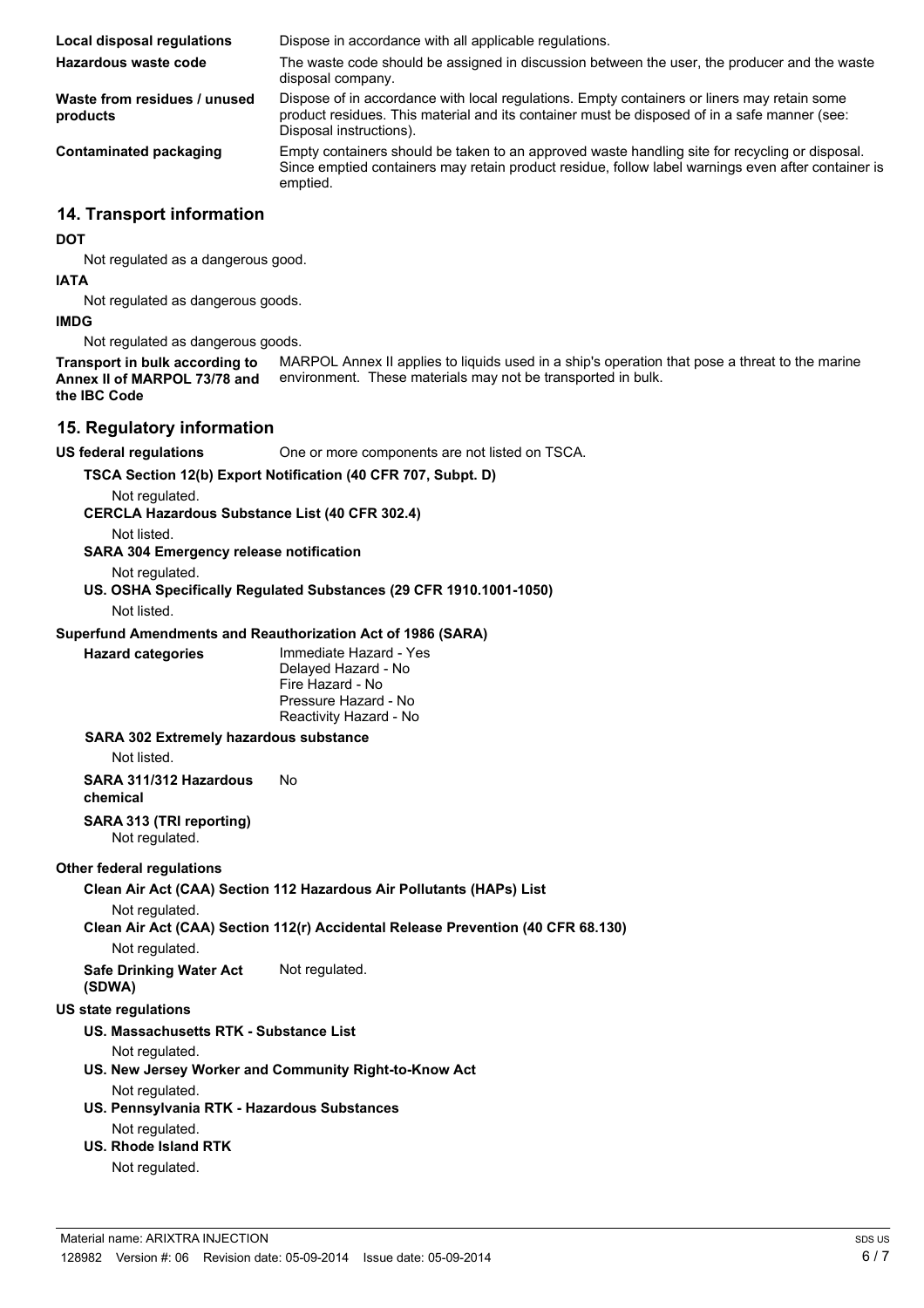| | |
|---|---|
| **Local disposal regulations** | Dispose in accordance with all applicable regulations. |
| **Hazardous waste code** | The waste code should be assigned in discussion between the user, the producer and the waste disposal company. |
| **Waste from residues / unused products** | Dispose of in accordance with local regulations. Empty containers or liners may retain some product residues. This material and its container must be disposed of in a safe manner (see: Disposal instructions). |
| **Contaminated packaging** | Empty containers should be taken to an approved waste handling site for recycling or disposal. Since emptied containers may retain product residue, follow label warnings even after container is emptied. |

## 14. Transport information

**DOT**

Not regulated as a dangerous good.

**IATA**

Not regulated as dangerous goods.

**IMDG**

Not regulated as dangerous goods.

**Transport in bulk according to Annex II of MARPOL 73/78 and the IBC Code** MARPOL Annex II applies to liquids used in a ship's operation that pose a threat to the marine environment. These materials may not be transported in bulk.

## 15. Regulatory information

**US federal regulations** One or more components are not listed on TSCA.

**TSCA Section 12(b) Export Notification (40 CFR 707, Subpt. D)**

Not regulated.

**CERCLA Hazardous Substance List (40 CFR 302.4)**

Not listed.

**SARA 304 Emergency release notification**

Not regulated.

**US. OSHA Specifically Regulated Substances (29 CFR 1910.1001-1050)**

Not listed.

**Superfund Amendments and Reauthorization Act of 1986 (SARA)**

**Hazard categories**
Immediate Hazard - Yes
Delayed Hazard - No
Fire Hazard - No
Pressure Hazard - No
Reactivity Hazard - No

**SARA 302 Extremely hazardous substance**

Not listed.

**SARA 311/312 Hazardous chemical** No

**SARA 313 (TRI reporting)**

Not regulated.

**Other federal regulations**

**Clean Air Act (CAA) Section 112 Hazardous Air Pollutants (HAPs) List**

Not regulated.

**Clean Air Act (CAA) Section 112(r) Accidental Release Prevention (40 CFR 68.130)**

Not regulated.

**Safe Drinking Water Act (SDWA)** Not regulated.

**US state regulations**

**US. Massachusetts RTK - Substance List**

Not regulated.

**US. New Jersey Worker and Community Right-to-Know Act**

Not regulated.

**US. Pennsylvania RTK - Hazardous Substances**

Not regulated.

**US. Rhode Island RTK**

Not regulated.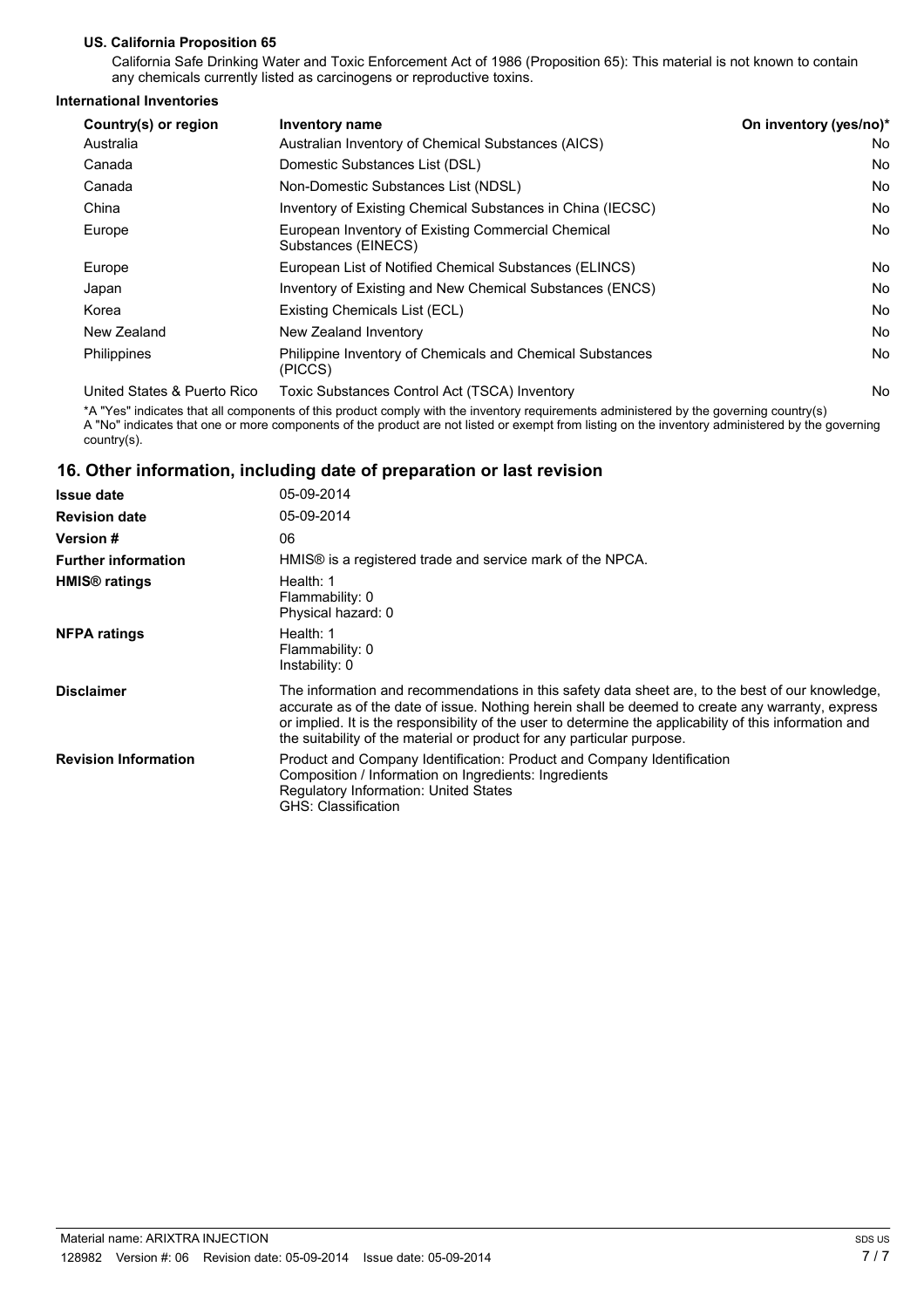**US. California Proposition 65**

California Safe Drinking Water and Toxic Enforcement Act of 1986 (Proposition 65): This material is not known to contain any chemicals currently listed as carcinogens or reproductive toxins.

**International Inventories**

| Country(s) or region | Inventory name | On inventory (yes/no)* |
|---|---|---|
| Australia | Australian Inventory of Chemical Substances (AICS) | No |
| Canada | Domestic Substances List (DSL) | No |
| Canada | Non-Domestic Substances List (NDSL) | No |
| China | Inventory of Existing Chemical Substances in China (IECSC) | No |
| Europe | European Inventory of Existing Commercial Chemical Substances (EINECS) | No |
| Europe | European List of Notified Chemical Substances (ELINCS) | No |
| Japan | Inventory of Existing and New Chemical Substances (ENCS) | No |
| Korea | Existing Chemicals List (ECL) | No |
| New Zealand | New Zealand Inventory | No |
| Philippines | Philippine Inventory of Chemicals and Chemical Substances (PICCS) | No |
| United States & Puerto Rico | Toxic Substances Control Act (TSCA) Inventory | No |

*A "Yes" indicates that all components of this product comply with the inventory requirements administered by the governing country(s)
A "No" indicates that one or more components of the product are not listed or exempt from listing on the inventory administered by the governing country(s).

## 16. Other information, including date of preparation or last revision

| | |
|---|---|
| **Issue date** | 05-09-2014 |
| **Revision date** | 05-09-2014 |
| **Version #** | 06 |
| **Further information** | HMIS® is a registered trade and service mark of the NPCA. |
| **HMIS® ratings** | Health: 1<br>Flammability: 0<br>Physical hazard: 0 |
| **NFPA ratings** | Health: 1<br>Flammability: 0<br>Instability: 0 |
| **Disclaimer** | The information and recommendations in this safety data sheet are, to the best of our knowledge, accurate as of the date of issue. Nothing herein shall be deemed to create any warranty, express or implied. It is the responsibility of the user to determine the applicability of this information and the suitability of the material or product for any particular purpose. |
| **Revision Information** | Product and Company Identification: Product and Company Identification<br>Composition / Information on Ingredients: Ingredients<br>Regulatory Information: United States<br>GHS: Classification |